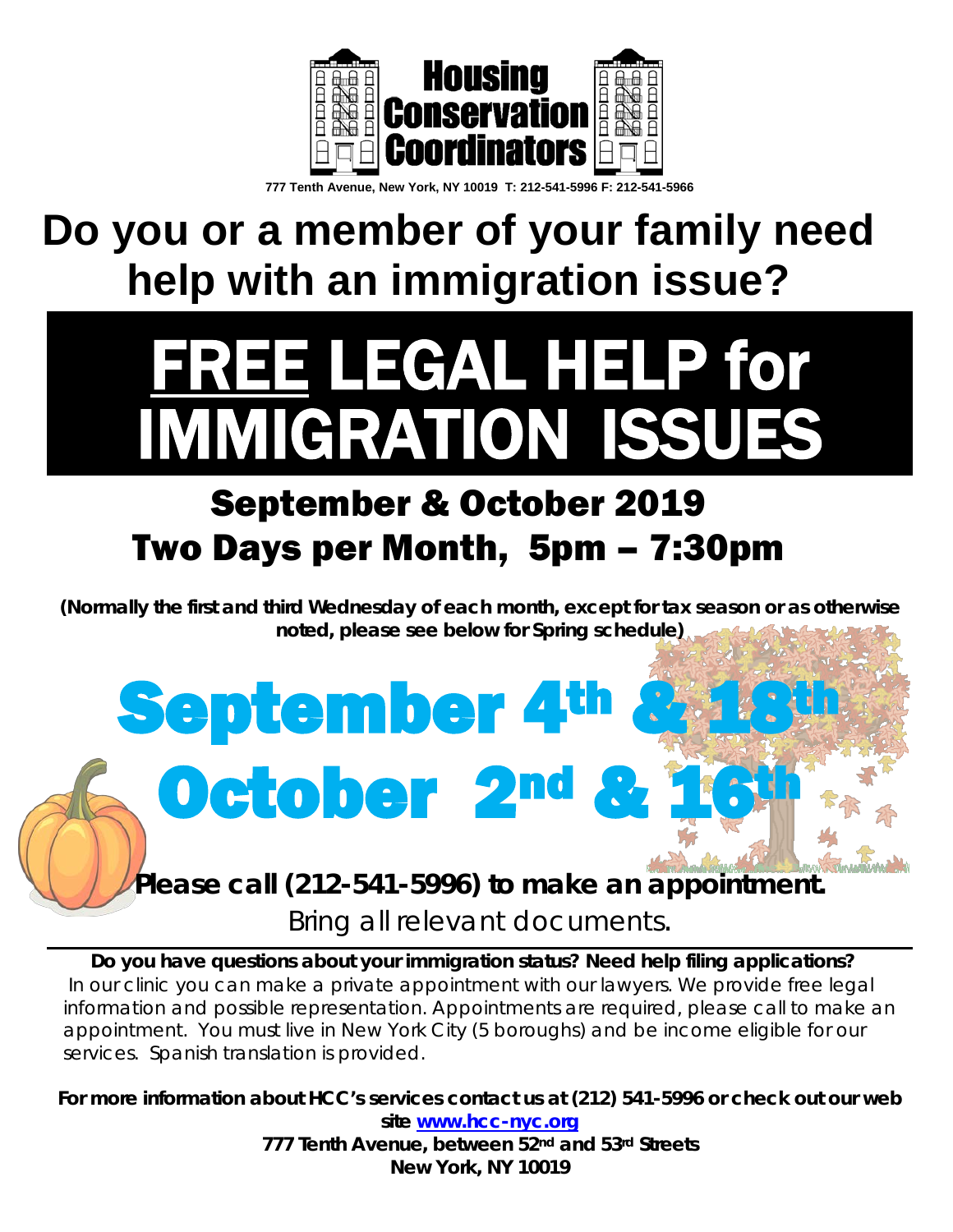**Housing Conservation Coordinators**

777 Tenth Avenue, New York, NY 10019 T: 212-541-5996 F: 212-541-5966

# Do you or a member of your family need help with an immigration issue?

# FREE LEGAL HELP for IMMIGRATION ISSUES

## September & October 2019
## Two Days per Month, 5pm – 7:30pm

**(Normally the first and third Wednesday of each month, except for tax season or as otherwise noted, please see below for Spring schedule)**

# September 4th & 18th
# October 2nd & 16th

***Please call (212-541-5996) to make an appointment.***

*Bring all relevant documents.*

---

**Do you have questions about your immigration status? Need help filing applications?**
In our clinic you can make a private appointment with our lawyers. We provide free legal information and possible representation. Appointments are required, please call to make an appointment. You must live in New York City (5 boroughs) and be income eligible for our services. Spanish translation is provided.

**For more information about HCC's services contact us at (212) 541-5996 or check out our web site [www.hcc-nyc.org](http://www.hcc-nyc.org)**
**777 Tenth Avenue, between 52nd and 53rd Streets**
**New York, NY 10019**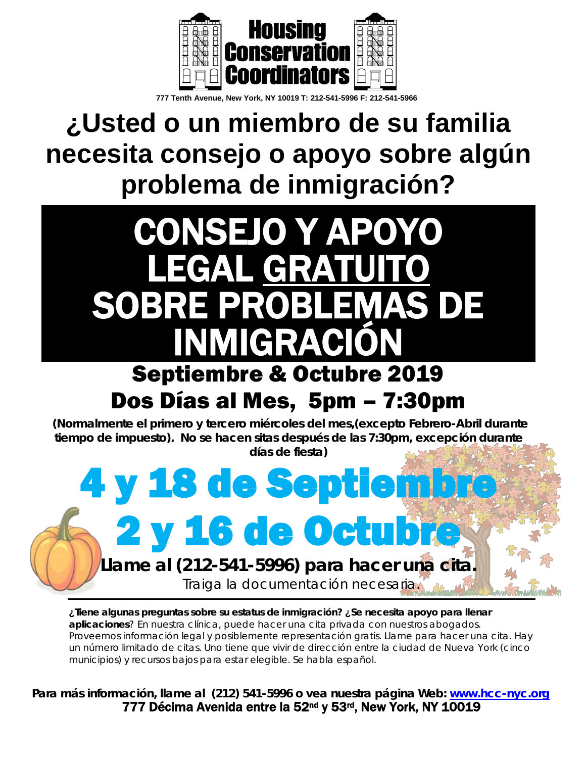**Housing Conservation Coordinators**

777 Tenth Avenue, New York, NY 10019 T: 212-541-5996 F: 212-541-5966

# ¿Usted o un miembro de su familia necesita consejo o apoyo sobre algún problema de inmigración?

# CONSEJO Y APOYO LEGAL GRATUITO SOBRE PROBLEMAS DE INMIGRACIÓN

## Septiembre & Octubre 2019

## Dos Días al Mes, 5pm – 7:30pm

**(Normalmente el primero y tercero miércoles del mes,(excepto Febrero-Abril durante tiempo de impuesto). No se hacen sitas después de las 7:30pm, excepción durante días de fiesta)**

# 4 y 18 de Septiembre

# 2 y 16 de Octubre

**Llame al (212-541-5996) para hacer una cita.**

Traiga la documentación necesaria.

**¿Tiene algunas preguntas sobre su estatus de inmigración? ¿Se necesita apoyo para llenar aplicaciones**? En nuestra clínica, puede hacer una cita privada con nuestros abogados. Proveemos información legal y posiblemente representación gratis. Llame para hacer una cita. Hay un número limitado de citas. Uno tiene que vivir de dirección entre la ciudad de Nueva York (cinco municipios) y recursos bajos para estar elegible. Se habla español.

**Para más información, llame al (212) 541-5996 o vea nuestra página Web: [www.hcc-nyc.org](http://www.hcc-nyc.org)**
**777 Décima Avenida entre la 52nd y 53rd, New York, NY 10019**